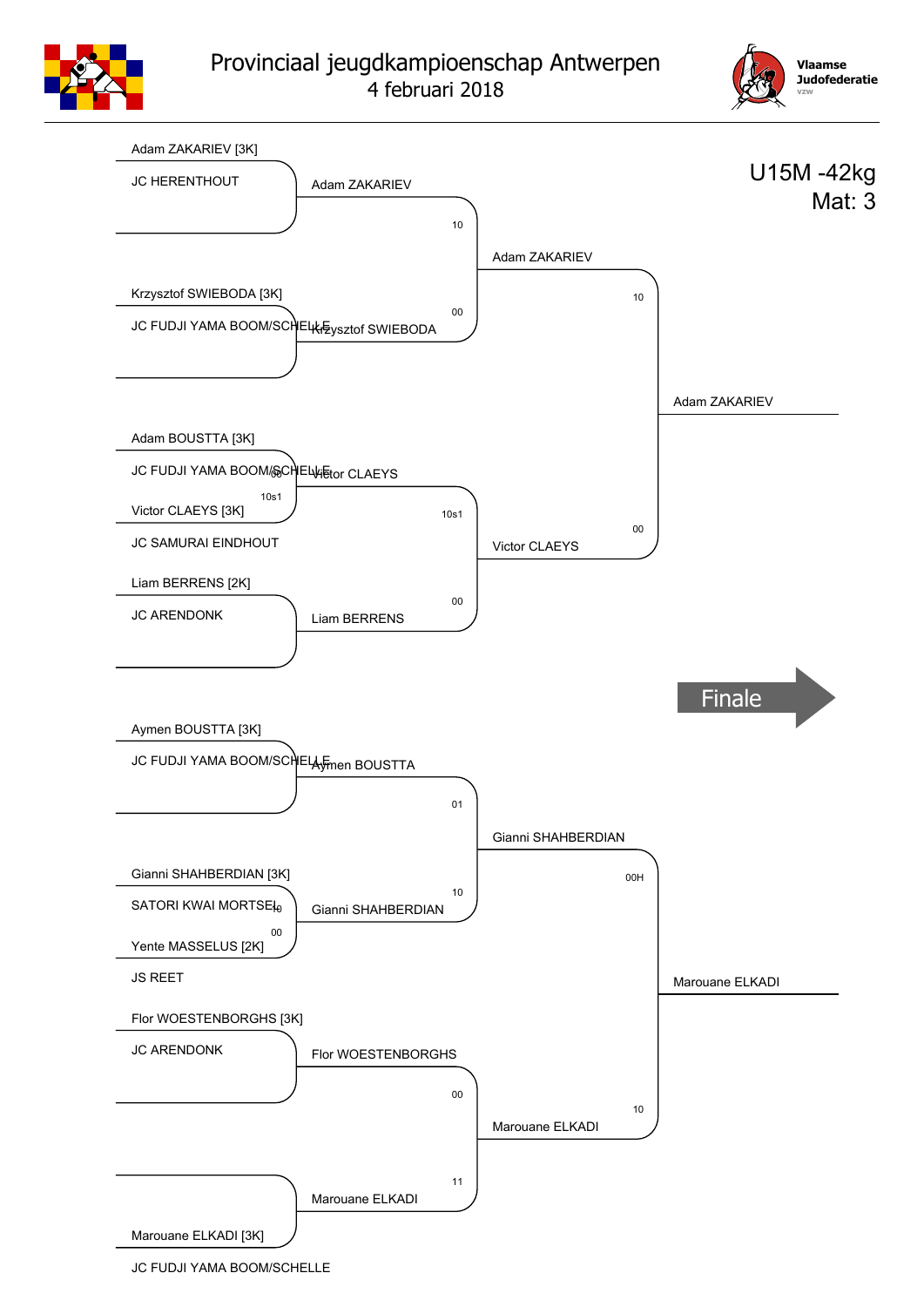# Provinciaal jeugdkampioenschap Antwerpen

4 februari 2018

Vlaamse Judofederatie vzw

U15M -42kg
Mat: 3

Adam ZAKARIEV [3K]
JC HERENTHOUT

Adam ZAKARIEV
10

Krzysztof SWIEBODA [3K]
JC FUDJI YAMA BOOM/SCHELLE

Krzysztof SWIEBODA
00

Adam ZAKARIEV
10

Adam BOUSTTA [3K]
JC FUDJI YAMA BOOM/SCHELLE
00

Victor CLAEYS [3K]
JC SAMURAI EINDHOUT
10s1

Victor CLAEYS
10s1

Liam BERRENS [2K]
JC ARENDONK

Liam BERRENS
00

Victor CLAEYS
00

Adam ZAKARIEV

Finale

Aymen BOUSTTA [3K]
JC FUDJI YAMA BOOM/SCHELLE

Aymen BOUSTTA
01

Gianni SHAHBERDIAN [3K]
SATORI KWAI MORTSEL
10

Yente MASSELUS [2K]
JS REET
00

Gianni SHAHBERDIAN
10

Gianni SHAHBERDIAN
00H

Flor WOESTENBORGHS [3K]
JC ARENDONK

Flor WOESTENBORGHS
00

Marouane ELKADI [3K]
JC FUDJI YAMA BOOM/SCHELLE

Marouane ELKADI
11

Marouane ELKADI
10

Marouane ELKADI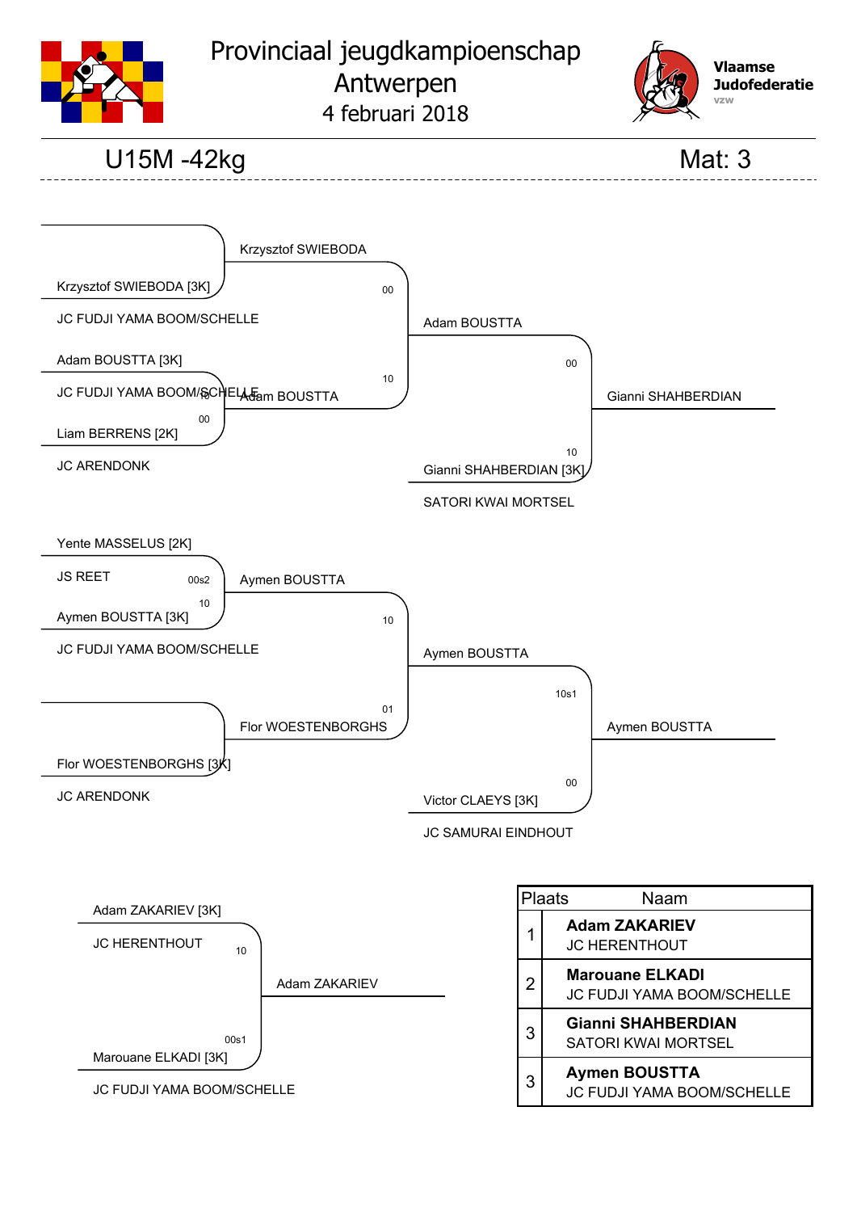# Provinciaal jeugdkampioenschap Antwerpen

4 februari 2018

Vlaamse Judofederatie vzw

## U15M -42kg

Mat: 3

Krzysztof SWIEBODA [3K]
JC FUDJI YAMA BOOM/SCHELLE

Krzysztof SWIEBODA
00

Adam BOUSTTA [3K]
JC FUDJI YAMA BOOM/SCHELLE
10

Adam BOUSTTA
10

Liam BERRENS [2K]
JC ARENDONK
00

Adam BOUSTTA
00

Gianni SHAHBERDIAN [3K]
SATORI KWAI MORTSEL
10

Gianni SHAHBERDIAN

Yente MASSELUS [2K]
JS REET
00s2

Aymen BOUSTTA [3K]
JC FUDJI YAMA BOOM/SCHELLE
10

Aymen BOUSTTA
10

Flor WOESTENBORGHS [3K]
JC ARENDONK

Flor WOESTENBORGHS
01

Aymen BOUSTTA
10s1

Victor CLAEYS [3K]
JC SAMURAI EINDHOUT
00

Aymen BOUSTTA

Adam ZAKARIEV [3K]
JC HERENTHOUT
10

Marouane ELKADI [3K]
JC FUDJI YAMA BOOM/SCHELLE
00s1

Adam ZAKARIEV

| Plaats | Naam |
|---|---|
| 1 | **Adam ZAKARIEV** JC HERENTHOUT |
| 2 | **Marouane ELKADI** JC FUDJI YAMA BOOM/SCHELLE |
| 3 | **Gianni SHAHBERDIAN** SATORI KWAI MORTSEL |
| 3 | **Aymen BOUSTTA** JC FUDJI YAMA BOOM/SCHELLE |